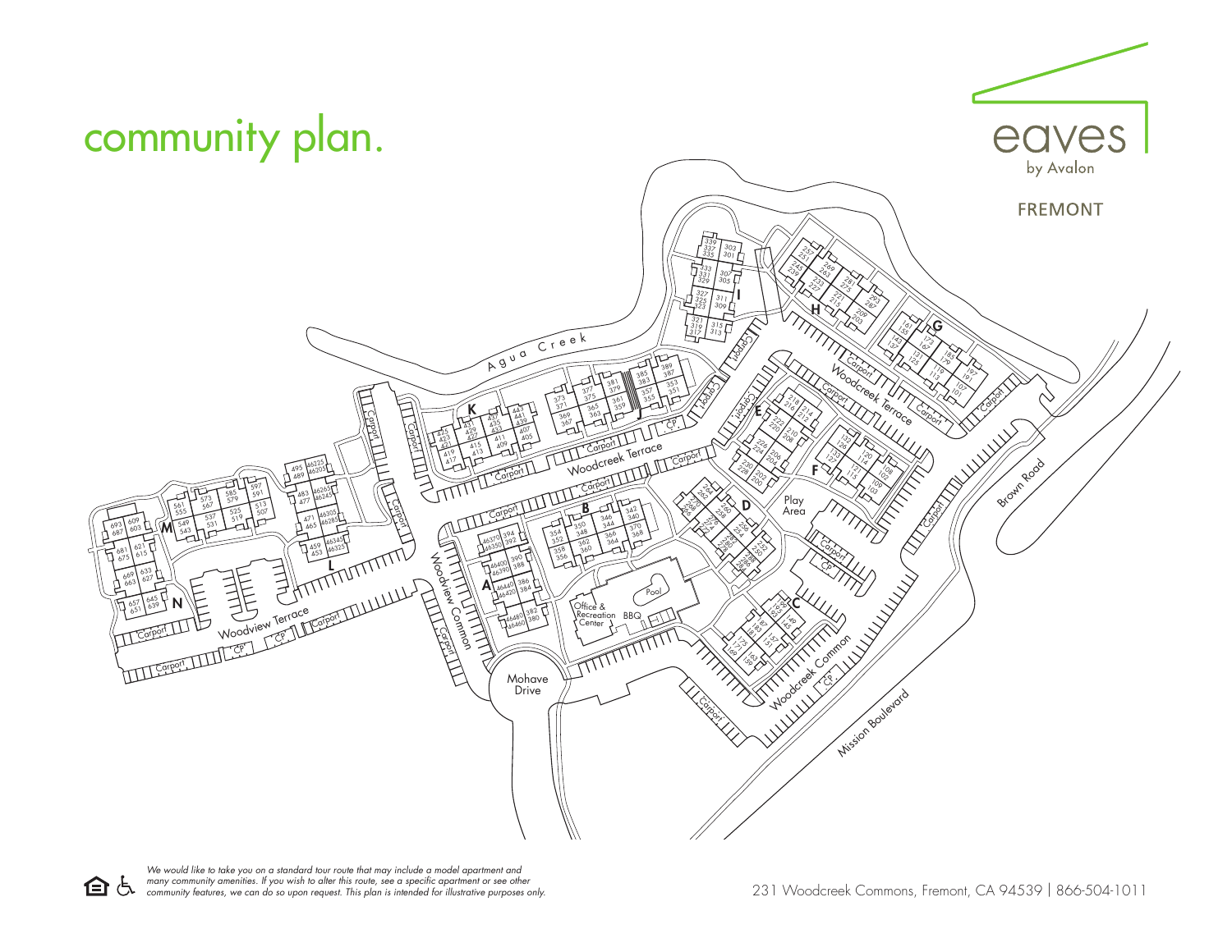# community plan.

eaves
by Avalon

FREMONT

*We would like to take you on a standard tour route that may include a model apartment and many community amenities. If you wish to alter this route, see a specific apartment or see other community features, we can do so upon request. This plan is intended for illustrative purposes only.*

231 Woodcreek Commons, Fremont, CA 94539 | 866-504-1011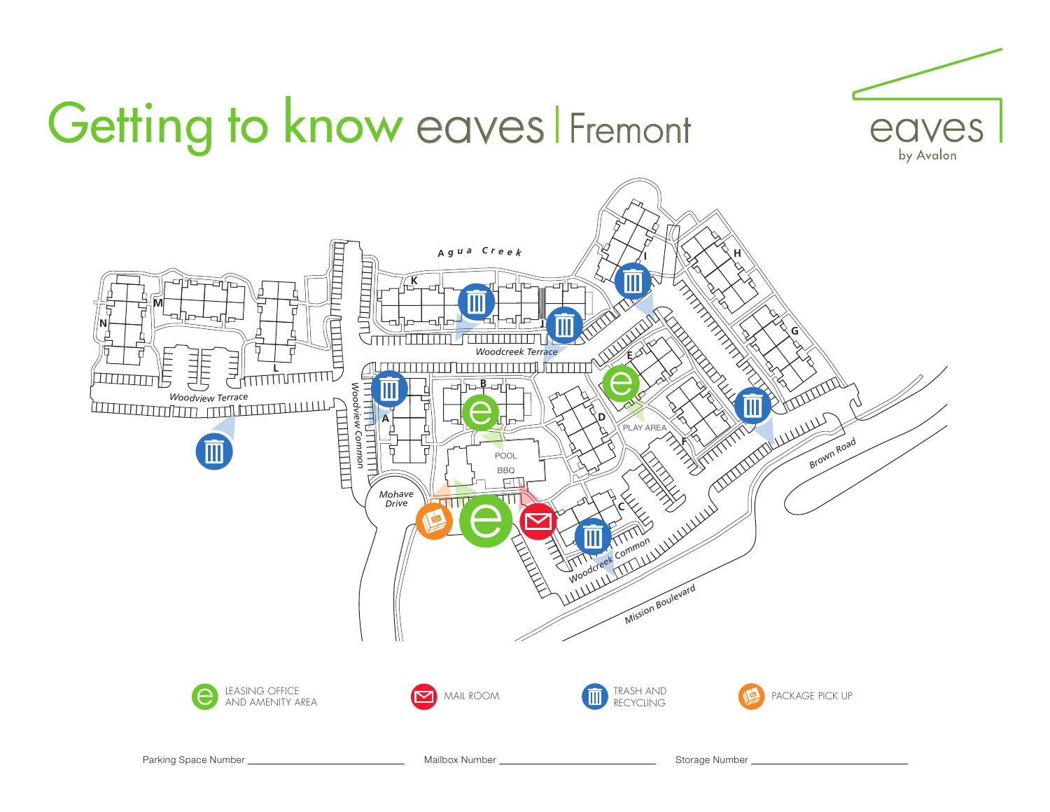# Getting to know eaves | Fremont

eaves
by Avalon

Agua Creek

Woodcreek Terrace

Woodview Terrace

Woodview Common

Mohave Drive

POOL

BBQ

PLAY AREA

Woodcreek Common

Brown Road

Mission Boulevard

A B C D E F G H I J K L M N

LEASING OFFICE AND AMENITY AREA

MAIL ROOM

TRASH AND RECYCLING

PACKAGE PICK UP

Parking Space Number ____________________

Mailbox Number ____________________

Storage Number ____________________